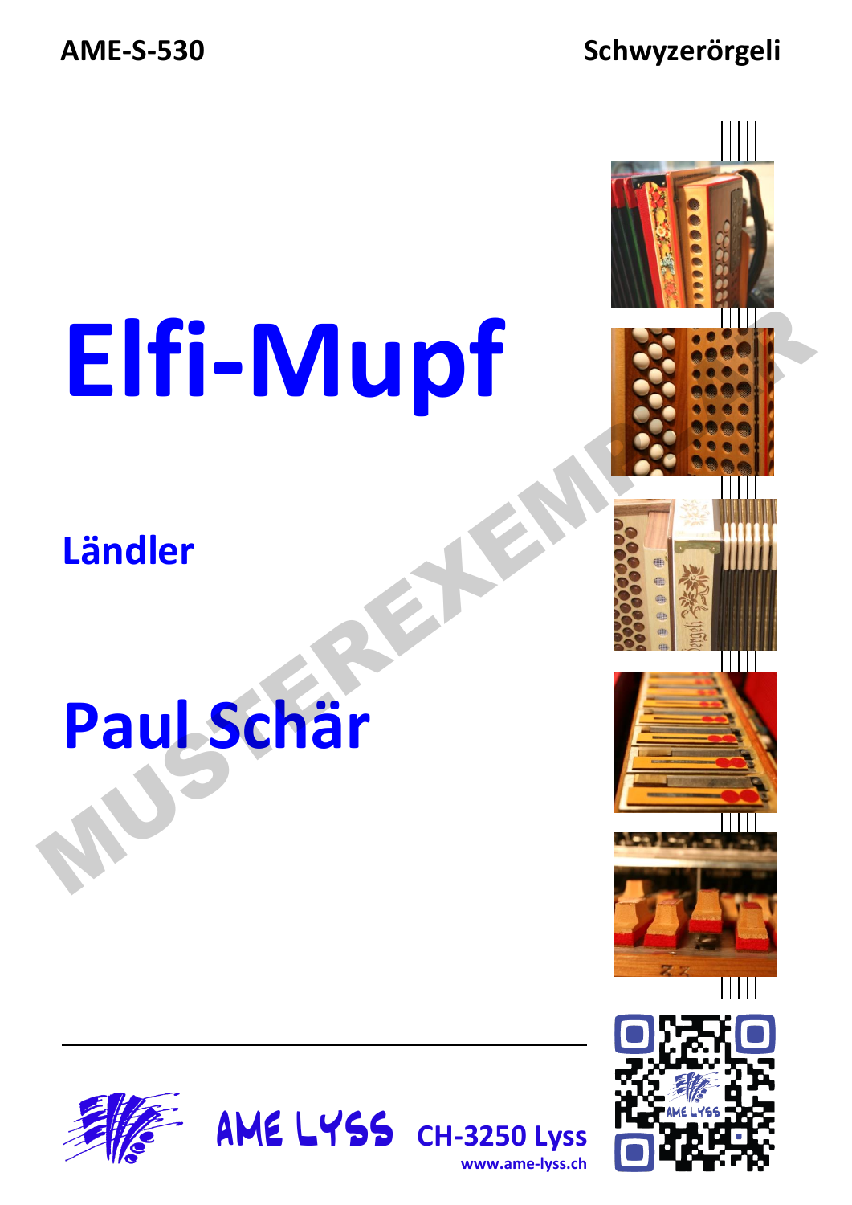AME-S-530

Schwyzerörgeli

# Elfi-Mupf

## Ländler

## Paul Schär

MUSTEREXEMPLAR

AME LYSS CH-3250 Lyss

www.ame-lyss.ch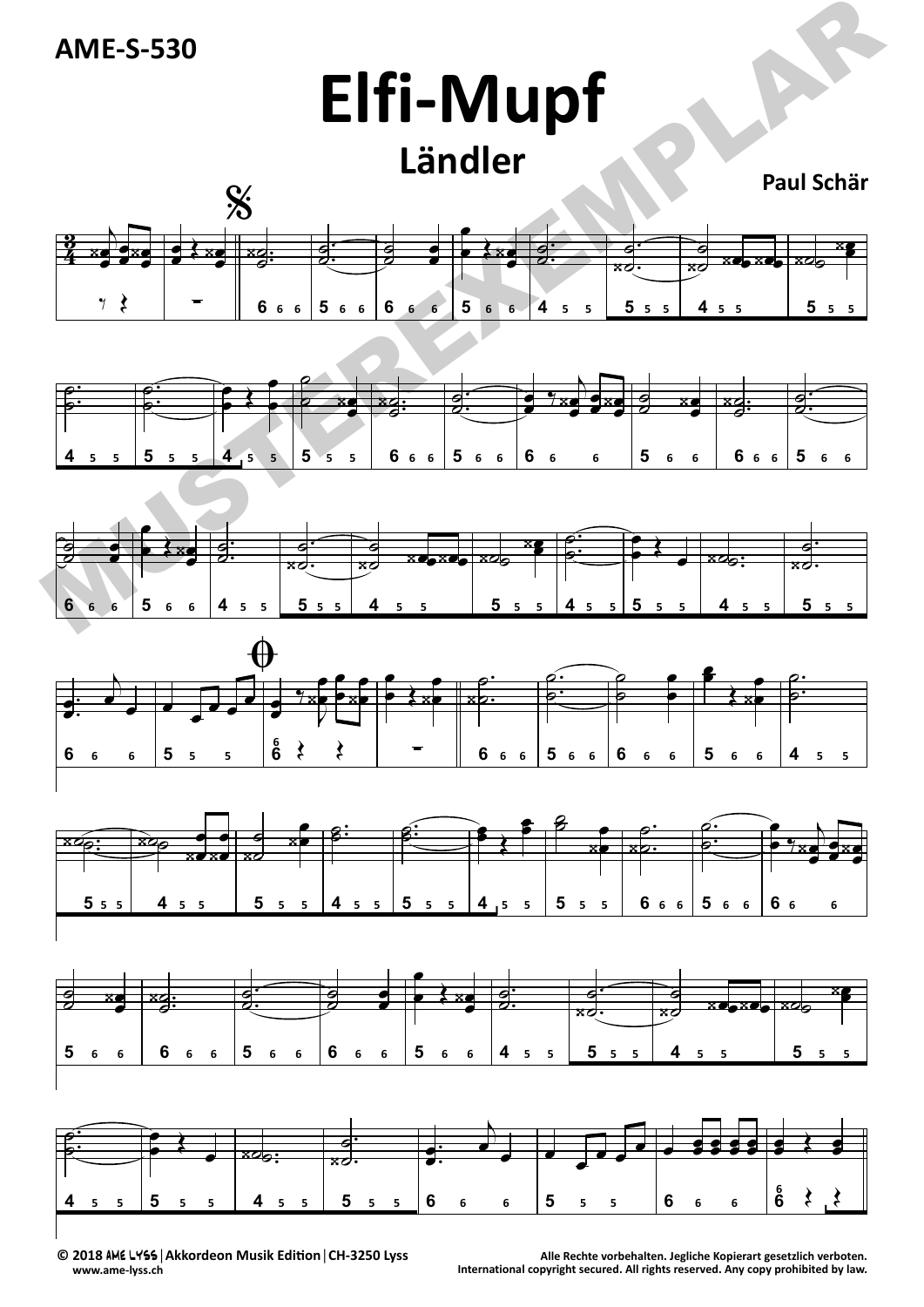AME-S-530

# Elfi-Mupf

## Ländler

**Paul Schär**

© 2018 AME LYSS | Akkordeon Musik Edition | CH-3250 Lyss
www.ame-lyss.ch

Alle Rechte vorbehalten. Jegliche Kopierart gesetzlich verboten.
International copyright secured. All rights reserved. Any copy prohibited by law.